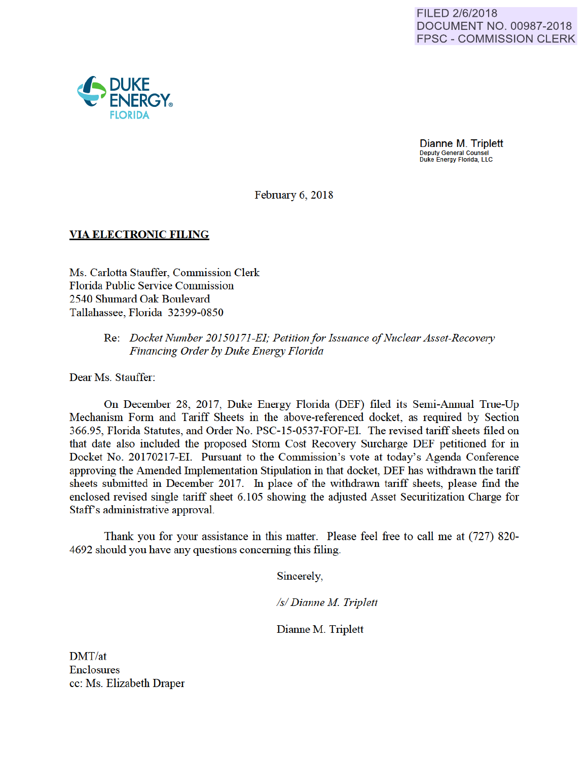FILED 2/6/2018
DOCUMENT NO. 00987-2018
FPSC - COMMISSION CLERK

DUKE ENERGY. FLORIDA

Dianne M. Triplett
Deputy General Counsel
Duke Energy Florida, LLC

February 6, 2018

**VIA ELECTRONIC FILING**

Ms. Carlotta Stauffer, Commission Clerk
Florida Public Service Commission
2540 Shumard Oak Boulevard
Tallahassee, Florida 32399-0850

Re: *Docket Number 20150171-EI; Petition for Issuance of Nuclear Asset-Recovery Financing Order by Duke Energy Florida*

Dear Ms. Stauffer:

On December 28, 2017, Duke Energy Florida (DEF) filed its Semi-Annual True-Up Mechanism Form and Tariff Sheets in the above-referenced docket, as required by Section 366.95, Florida Statutes, and Order No. PSC-15-0537-FOF-EI. The revised tariff sheets filed on that date also included the proposed Storm Cost Recovery Surcharge DEF petitioned for in Docket No. 20170217-EI. Pursuant to the Commission's vote at today's Agenda Conference approving the Amended Implementation Stipulation in that docket, DEF has withdrawn the tariff sheets submitted in December 2017. In place of the withdrawn tariff sheets, please find the enclosed revised single tariff sheet 6.105 showing the adjusted Asset Securitization Charge for Staff's administrative approval.

Thank you for your assistance in this matter. Please feel free to call me at (727) 820-4692 should you have any questions concerning this filing.

Sincerely,

*/s/ Dianne M. Triplett*

Dianne M. Triplett

DMT/at
Enclosures
cc: Ms. Elizabeth Draper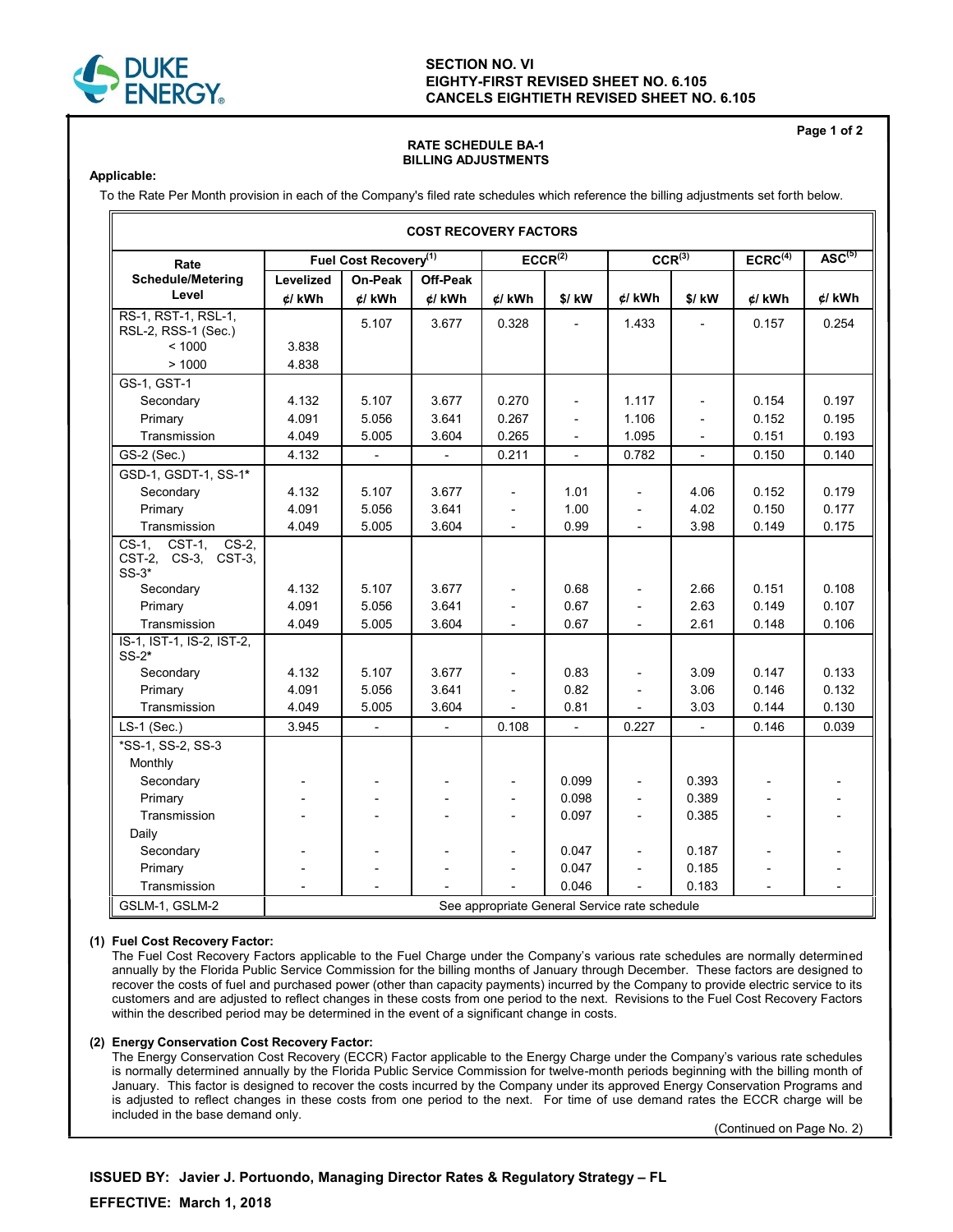SECTION NO. VI
EIGHTY-FIRST REVISED SHEET NO. 6.105
CANCELS EIGHTIETH REVISED SHEET NO. 6.105

## RATE SCHEDULE BA-1
## BILLING ADJUSTMENTS

**Applicable:**

To the Rate Per Month provision in each of the Company's filed rate schedules which reference the billing adjustments set forth below.

**COST RECOVERY FACTORS**

| Rate Schedule/Metering Level | Fuel Cost Recovery[(1)] | | | ECCR[(2)] | | CCR[(3)] | | ECRC[(4)] | ASC[(5)] |
|---|---|---|---|---|---|---|---|---|---|
| | Levelized ¢/ kWh | On-Peak ¢/ kWh | Off-Peak ¢/ kWh | ¢/ kWh | $/ kW | ¢/ kWh | $/ kW | ¢/ kWh | ¢/ kWh |
| RS-1, RST-1, RSL-1, RSL-2, RSS-1 (Sec.) | | 5.107 | 3.677 | 0.328 | - | 1.433 | - | 0.157 | 0.254 |
| < 1000 | 3.838 | | | | | | | | |
| > 1000 | 4.838 | | | | | | | | |
| GS-1, GST-1 | | | | | | | | | |
| Secondary | 4.132 | 5.107 | 3.677 | 0.270 | - | 1.117 | - | 0.154 | 0.197 |
| Primary | 4.091 | 5.056 | 3.641 | 0.267 | - | 1.106 | - | 0.152 | 0.195 |
| Transmission | 4.049 | 5.005 | 3.604 | 0.265 | - | 1.095 | - | 0.151 | 0.193 |
| GS-2 (Sec.) | 4.132 | - | - | 0.211 | - | 0.782 | - | 0.150 | 0.140 |
| GSD-1, GSDT-1, SS-1* | | | | | | | | | |
| Secondary | 4.132 | 5.107 | 3.677 | - | 1.01 | - | 4.06 | 0.152 | 0.179 |
| Primary | 4.091 | 5.056 | 3.641 | - | 1.00 | - | 4.02 | 0.150 | 0.177 |
| Transmission | 4.049 | 5.005 | 3.604 | - | 0.99 | - | 3.98 | 0.149 | 0.175 |
| CS-1, CST-1, CS-2, CST-2, CS-3, CST-3, SS-3* | | | | | | | | | |
| Secondary | 4.132 | 5.107 | 3.677 | - | 0.68 | - | 2.66 | 0.151 | 0.108 |
| Primary | 4.091 | 5.056 | 3.641 | - | 0.67 | - | 2.63 | 0.149 | 0.107 |
| Transmission | 4.049 | 5.005 | 3.604 | - | 0.67 | - | 2.61 | 0.148 | 0.106 |
| IS-1, IST-1, IS-2, IST-2, SS-2* | | | | | | | | | |
| Secondary | 4.132 | 5.107 | 3.677 | - | 0.83 | - | 3.09 | 0.147 | 0.133 |
| Primary | 4.091 | 5.056 | 3.641 | - | 0.82 | - | 3.06 | 0.146 | 0.132 |
| Transmission | 4.049 | 5.005 | 3.604 | - | 0.81 | - | 3.03 | 0.144 | 0.130 |
| LS-1 (Sec.) | 3.945 | - | - | 0.108 | - | 0.227 | - | 0.146 | 0.039 |
| *SS-1, SS-2, SS-3 | | | | | | | | | |
| Monthly | | | | | | | | | |
| Secondary | - | - | - | - | 0.099 | - | 0.393 | - | - |
| Primary | - | - | - | - | 0.098 | - | 0.389 | - | - |
| Transmission | - | - | - | - | 0.097 | - | 0.385 | - | - |
| Daily | | | | | | | | | |
| Secondary | - | - | - | - | 0.047 | - | 0.187 | - | - |
| Primary | - | - | - | - | 0.047 | - | 0.185 | - | - |
| Transmission | - | - | - | - | 0.046 | - | 0.183 | - | - |
| GSLM-1, GSLM-2 | See appropriate General Service rate schedule | | | | | | | | |

**(1) Fuel Cost Recovery Factor:**
The Fuel Cost Recovery Factors applicable to the Fuel Charge under the Company's various rate schedules are normally determined annually by the Florida Public Service Commission for the billing months of January through December. These factors are designed to recover the costs of fuel and purchased power (other than capacity payments) incurred by the Company to provide electric service to its customers and are adjusted to reflect changes in these costs from one period to the next. Revisions to the Fuel Cost Recovery Factors within the described period may be determined in the event of a significant change in costs.

**(2) Energy Conservation Cost Recovery Factor:**
The Energy Conservation Cost Recovery (ECCR) Factor applicable to the Energy Charge under the Company's various rate schedules is normally determined annually by the Florida Public Service Commission for twelve-month periods beginning with the billing month of January. This factor is designed to recover the costs incurred by the Company under its approved Energy Conservation Programs and is adjusted to reflect changes in these costs from one period to the next. For time of use demand rates the ECCR charge will be included in the base demand only.

(Continued on Page No. 2)

**ISSUED BY: Javier J. Portuondo, Managing Director Rates & Regulatory Strategy – FL**

**EFFECTIVE: March 1, 2018**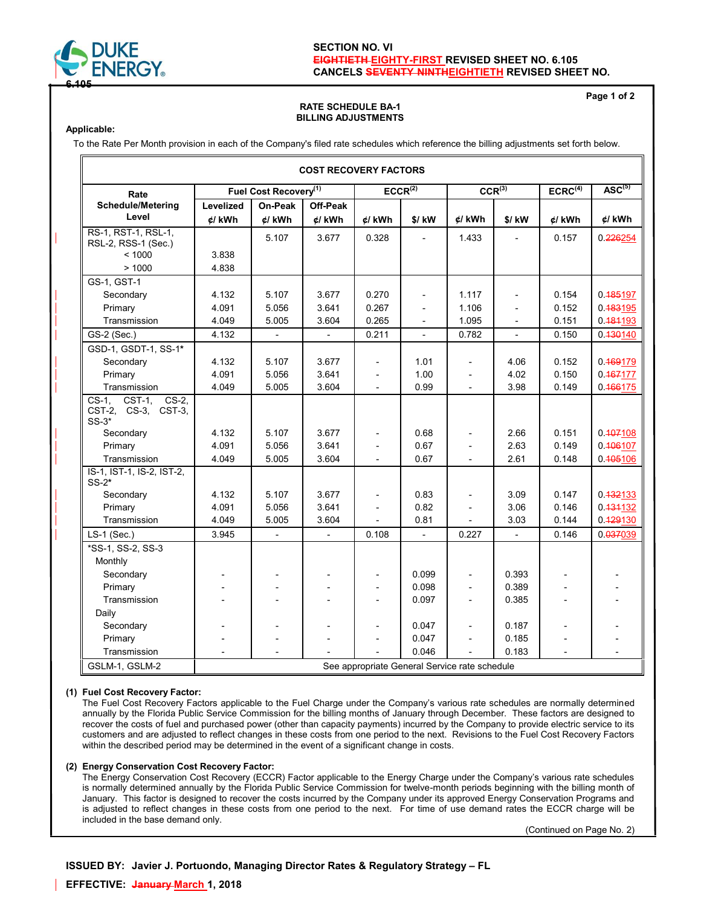SECTION NO. VI
~~EIGHTIETH~~ EIGHTY-FIRST REVISED SHEET NO. 6.105
CANCELS ~~SEVENTY NINTH~~EIGHTIETH REVISED SHEET NO. 6.105

## RATE SCHEDULE BA-1
## BILLING ADJUSTMENTS

**Applicable:**

To the Rate Per Month provision in each of the Company's filed rate schedules which reference the billing adjustments set forth below.

**COST RECOVERY FACTORS**

| Rate Schedule/Metering Level | Fuel Cost Recovery[1] | | | ECCR[2] | | CCR[3] | | ECRC[4] | ASC[5] |
|---|---|---|---|---|---|---|---|---|---|
| | Levelized ¢/ kWh | On-Peak ¢/ kWh | Off-Peak ¢/ kWh | ¢/ kWh | $/ kW | ¢/ kWh | $/ kW | ¢/ kWh | ¢/ kWh |
| RS-1, RST-1, RSL-1, RSL-2, RSS-1 (Sec.) | | 5.107 | 3.677 | 0.328 | - | 1.433 | - | 0.157 | 0.~~226~~254 |
| < 1000 | 3.838 | | | | | | | | |
| > 1000 | 4.838 | | | | | | | | |
| GS-1, GST-1 | | | | | | | | | |
| Secondary | 4.132 | 5.107 | 3.677 | 0.270 | - | 1.117 | - | 0.154 | 0.~~185~~197 |
| Primary | 4.091 | 5.056 | 3.641 | 0.267 | - | 1.106 | - | 0.152 | 0.~~183~~195 |
| Transmission | 4.049 | 5.005 | 3.604 | 0.265 | - | 1.095 | - | 0.151 | 0.~~181~~193 |
| GS-2 (Sec.) | 4.132 | - | - | 0.211 | - | 0.782 | - | 0.150 | 0.~~130~~140 |
| GSD-1, GSDT-1, SS-1* | | | | | | | | | |
| Secondary | 4.132 | 5.107 | 3.677 | - | 1.01 | - | 4.06 | 0.152 | 0.~~169~~179 |
| Primary | 4.091 | 5.056 | 3.641 | - | 1.00 | - | 4.02 | 0.150 | 0.~~167~~177 |
| Transmission | 4.049 | 5.005 | 3.604 | - | 0.99 | - | 3.98 | 0.149 | 0.~~166~~175 |
| CS-1, CST-1, CS-2, CST-2, CS-3, CST-3, SS-3* | | | | | | | | | |
| Secondary | 4.132 | 5.107 | 3.677 | - | 0.68 | - | 2.66 | 0.151 | 0.~~107~~108 |
| Primary | 4.091 | 5.056 | 3.641 | - | 0.67 | - | 2.63 | 0.149 | 0.~~106~~107 |
| Transmission | 4.049 | 5.005 | 3.604 | - | 0.67 | - | 2.61 | 0.148 | 0.~~105~~106 |
| IS-1, IST-1, IS-2, IST-2, SS-2* | | | | | | | | | |
| Secondary | 4.132 | 5.107 | 3.677 | - | 0.83 | - | 3.09 | 0.147 | 0.~~132~~133 |
| Primary | 4.091 | 5.056 | 3.641 | - | 0.82 | - | 3.06 | 0.146 | 0.~~131~~132 |
| Transmission | 4.049 | 5.005 | 3.604 | - | 0.81 | - | 3.03 | 0.144 | 0.~~129~~130 |
| LS-1 (Sec.) | 3.945 | - | - | 0.108 | - | 0.227 | - | 0.146 | 0.~~037~~039 |
| *SS-1, SS-2, SS-3 | | | | | | | | | |
| Monthly | | | | | | | | | |
| Secondary | - | - | - | - | 0.099 | - | 0.393 | - | - |
| Primary | - | - | - | - | 0.098 | - | 0.389 | - | - |
| Transmission | - | - | - | - | 0.097 | - | 0.385 | - | - |
| Daily | | | | | | | | | |
| Secondary | - | - | - | - | 0.047 | - | 0.187 | - | - |
| Primary | - | - | - | - | 0.047 | - | 0.185 | - | - |
| Transmission | - | - | - | - | 0.046 | - | 0.183 | - | - |
| GSLM-1, GSLM-2 | See appropriate General Service rate schedule | | | | | | | | |

**(1) Fuel Cost Recovery Factor:**
The Fuel Cost Recovery Factors applicable to the Fuel Charge under the Company's various rate schedules are normally determined annually by the Florida Public Service Commission for the billing months of January through December. These factors are designed to recover the costs of fuel and purchased power (other than capacity payments) incurred by the Company to provide electric service to its customers and are adjusted to reflect changes in these costs from one period to the next. Revisions to the Fuel Cost Recovery Factors within the described period may be determined in the event of a significant change in costs.

**(2) Energy Conservation Cost Recovery Factor:**
The Energy Conservation Cost Recovery (ECCR) Factor applicable to the Energy Charge under the Company's various rate schedules is normally determined annually by the Florida Public Service Commission for twelve-month periods beginning with the billing month of January. This factor is designed to recover the costs incurred by the Company under its approved Energy Conservation Programs and is adjusted to reflect changes in these costs from one period to the next. For time of use demand rates the ECCR charge will be included in the base demand only.

(Continued on Page No. 2)

**ISSUED BY: Javier J. Portuondo, Managing Director Rates & Regulatory Strategy – FL**

**EFFECTIVE: ~~January~~ March 1, 2018**